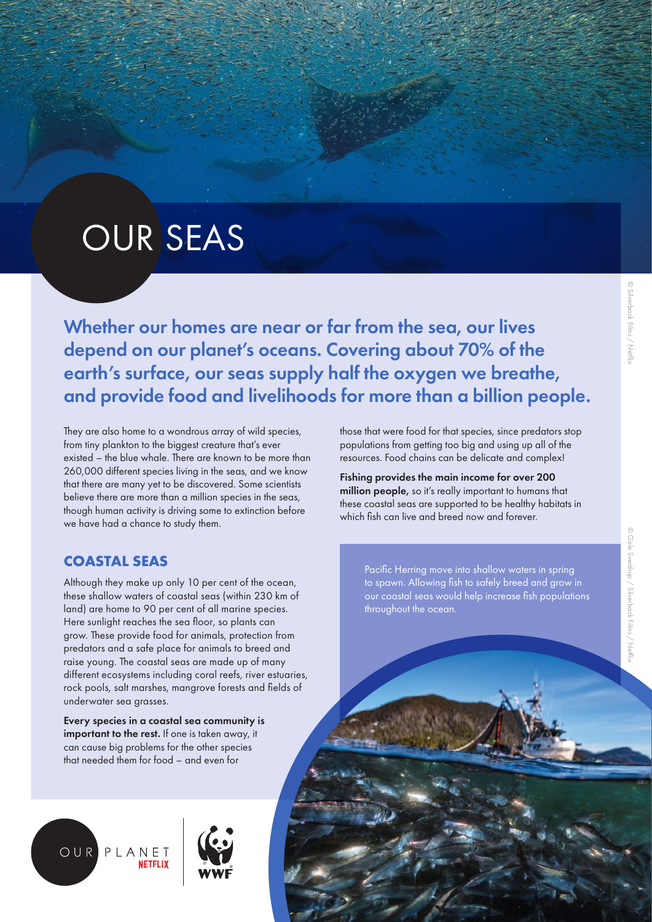# OUR SEAS

**Whether our homes are near or far from the sea, our lives depend on our planet's oceans. Covering about 70% of the earth's surface, our seas supply half the oxygen we breathe, and provide food and livelihoods for more than a billion people.**

They are also home to a wondrous array of wild species, from tiny plankton to the biggest creature that's ever existed – the blue whale. There are known to be more than 260,000 different species living in the seas, and we know that there are many yet to be discovered. Some scientists believe there are more than a million species in the seas, though human activity is driving some to extinction before we have had a chance to study them.

## COASTAL SEAS

Although they make up only 10 per cent of the ocean, these shallow waters of coastal seas (within 230 km of land) are home to 90 per cent of all marine species. Here sunlight reaches the sea floor, so plants can grow. These provide food for animals, protection from predators and a safe place for animals to breed and raise young. The coastal seas are made up of many different ecosystems including coral reefs, river estuaries, rock pools, salt marshes, mangrove forests and fields of underwater sea grasses.

**Every species in a coastal sea community is important to the rest.** If one is taken away, it can cause big problems for the other species that needed them for food – and even for those that were food for that species, since predators stop populations from getting too big and using up all of the resources. Food chains can be delicate and complex!

**Fishing provides the main income for over 200 million people,** so it's really important to humans that these coastal seas are supported to be healthy habitats in which fish can live and breed now and forever.

Pacific Herring move into shallow waters in spring to spawn. Allowing fish to safely breed and grow in our coastal seas would help increase fish populations throughout the ocean.

© Silverback Films / Netflix

© Gisle Sverdrup / Silverback Films / Netflix

OUR PLANET NETFLIX

WWF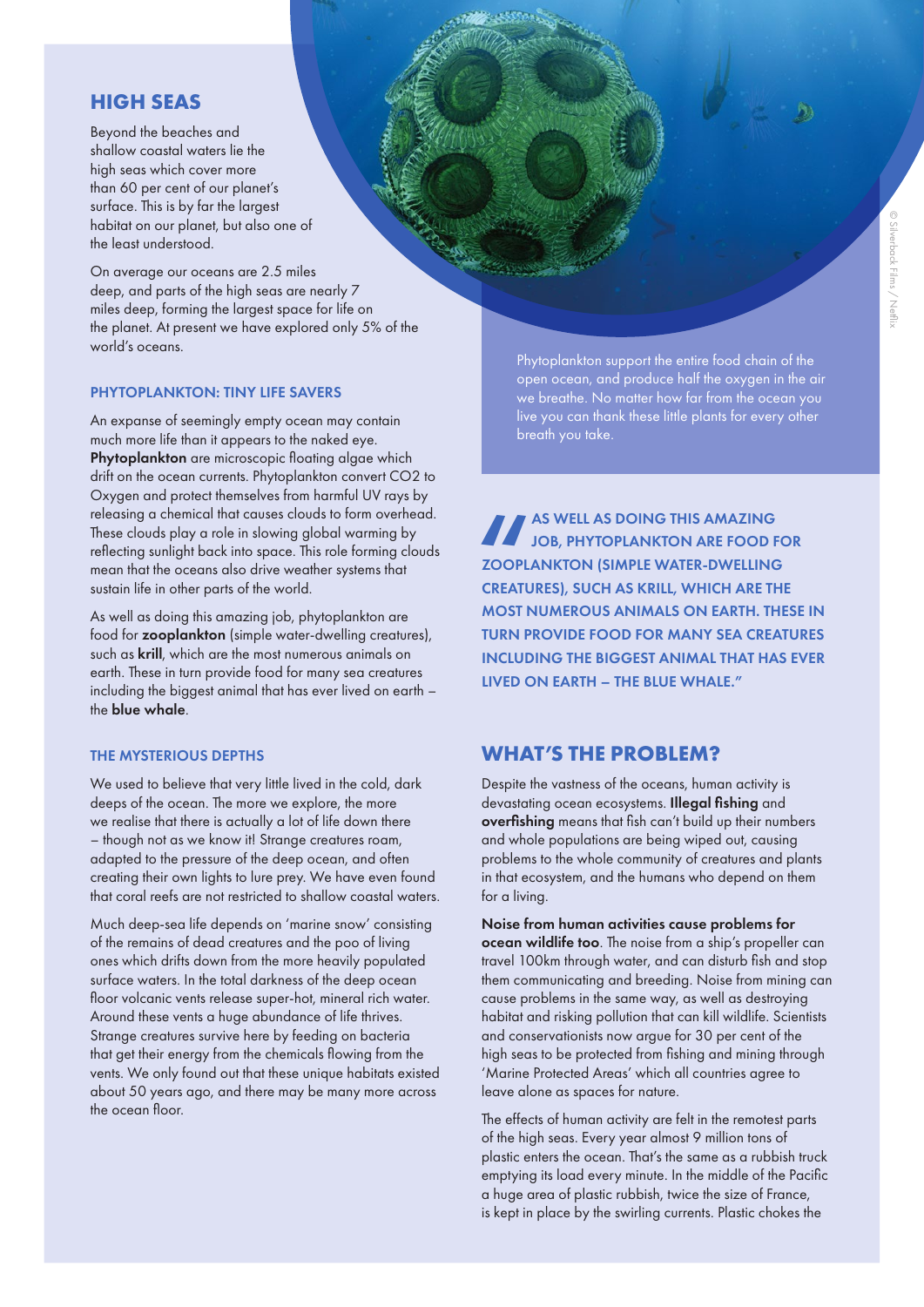## HIGH SEAS

Beyond the beaches and shallow coastal waters lie the high seas which cover more than 60 per cent of our planet's surface. This is by far the largest habitat on our planet, but also one of the least understood.

On average our oceans are 2.5 miles deep, and parts of the high seas are nearly 7 miles deep, forming the largest space for life on the planet. At present we have explored only 5% of the world's oceans.

### PHYTOPLANKTON: TINY LIFE SAVERS

An expanse of seemingly empty ocean may contain much more life than it appears to the naked eye. **Phytoplankton** are microscopic floating algae which drift on the ocean currents. Phytoplankton convert CO2 to Oxygen and protect themselves from harmful UV rays by releasing a chemical that causes clouds to form overhead. These clouds play a role in slowing global warming by reflecting sunlight back into space. This role forming clouds mean that the oceans also drive weather systems that sustain life in other parts of the world.

As well as doing this amazing job, phytoplankton are food for **zooplankton** (simple water-dwelling creatures), such as **krill**, which are the most numerous animals on earth. These in turn provide food for many sea creatures including the biggest animal that has ever lived on earth – the **blue whale**.

### THE MYSTERIOUS DEPTHS

We used to believe that very little lived in the cold, dark deeps of the ocean. The more we explore, the more we realise that there is actually a lot of life down there – though not as we know it! Strange creatures roam, adapted to the pressure of the deep ocean, and often creating their own lights to lure prey. We have even found that coral reefs are not restricted to shallow coastal waters.

Much deep-sea life depends on 'marine snow' consisting of the remains of dead creatures and the poo of living ones which drifts down from the more heavily populated surface waters. In the total darkness of the deep ocean floor volcanic vents release super-hot, mineral rich water. Around these vents a huge abundance of life thrives. Strange creatures survive here by feeding on bacteria that get their energy from the chemicals flowing from the vents. We only found out that these unique habitats existed about 50 years ago, and there may be many more across the ocean floor.

Phytoplankton support the entire food chain of the open ocean, and produce half the oxygen in the air we breathe. No matter how far from the ocean you live you can thank these little plants for every other breath you take.

© Silverback Films / Netflix

> "AS WELL AS DOING THIS AMAZING JOB, PHYTOPLANKTON ARE FOOD FOR ZOOPLANKTON (SIMPLE WATER-DWELLING CREATURES), SUCH AS KRILL, WHICH ARE THE MOST NUMEROUS ANIMALS ON EARTH. THESE IN TURN PROVIDE FOOD FOR MANY SEA CREATURES INCLUDING THE BIGGEST ANIMAL THAT HAS EVER LIVED ON EARTH – THE BLUE WHALE."

## WHAT'S THE PROBLEM?

Despite the vastness of the oceans, human activity is devastating ocean ecosystems. **Illegal fishing** and **overfishing** means that fish can't build up their numbers and whole populations are being wiped out, causing problems to the whole community of creatures and plants in that ecosystem, and the humans who depend on them for a living.

**Noise from human activities cause problems for ocean wildlife too**. The noise from a ship's propeller can travel 100km through water, and can disturb fish and stop them communicating and breeding. Noise from mining can cause problems in the same way, as well as destroying habitat and risking pollution that can kill wildlife. Scientists and conservationists now argue for 30 per cent of the high seas to be protected from fishing and mining through 'Marine Protected Areas' which all countries agree to leave alone as spaces for nature.

The effects of human activity are felt in the remotest parts of the high seas. Every year almost 9 million tons of plastic enters the ocean. That's the same as a rubbish truck emptying its load every minute. In the middle of the Pacific a huge area of plastic rubbish, twice the size of France, is kept in place by the swirling currents. Plastic chokes the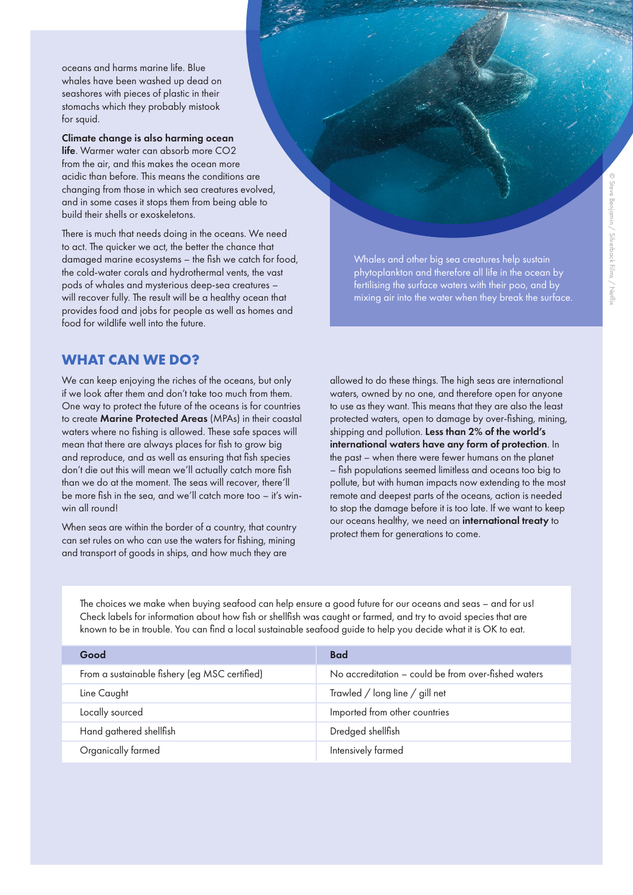oceans and harms marine life. Blue whales have been washed up dead on seashores with pieces of plastic in their stomachs which they probably mistook for squid.

**Climate change is also harming ocean life**. Warmer water can absorb more $CO_2$ from the air, and this makes the ocean more acidic than before. This means the conditions are changing from those in which sea creatures evolved, and in some cases it stops them from being able to build their shells or exoskeletons.

There is much that needs doing in the oceans. We need to act. The quicker we act, the better the chance that damaged marine ecosystems – the fish we catch for food, the cold-water corals and hydrothermal vents, the vast pods of whales and mysterious deep-sea creatures – will recover fully. The result will be a healthy ocean that provides food and jobs for people as well as homes and food for wildlife well into the future.

Whales and other big sea creatures help sustain phytoplankton and therefore all life in the ocean by fertilising the surface waters with their poo, and by mixing air into the water when they break the surface.

© Steve Benjamin / Silverback Films / Netflix

## WHAT CAN WE DO?

We can keep enjoying the riches of the oceans, but only if we look after them and don't take too much from them. One way to protect the future of the oceans is for countries to create **Marine Protected Areas** (MPAs) in their coastal waters where no fishing is allowed. These safe spaces will mean that there are always places for fish to grow big and reproduce, and as well as ensuring that fish species don't die out this will mean we'll actually catch more fish than we do at the moment. The seas will recover, there'll be more fish in the sea, and we'll catch more too – it's win-win all round!

When seas are within the border of a country, that country can set rules on who can use the waters for fishing, mining and transport of goods in ships, and how much they are allowed to do these things. The high seas are international waters, owned by no one, and therefore open for anyone to use as they want. This means that they are also the least protected waters, open to damage by over-fishing, mining, shipping and pollution. **Less than 2% of the world's international waters have any form of protection**. In the past – when there were fewer humans on the planet – fish populations seemed limitless and oceans too big to pollute, but with human impacts now extending to the most remote and deepest parts of the oceans, action is needed to stop the damage before it is too late. If we want to keep our oceans healthy, we need an **international treaty** to protect them for generations to come.

The choices we make when buying seafood can help ensure a good future for our oceans and seas – and for us! Check labels for information about how fish or shellfish was caught or farmed, and try to avoid species that are known to be in trouble. You can find a local sustainable seafood guide to help you decide what it is OK to eat.

| Good | Bad |
|---|---|
| From a sustainable fishery (eg MSC certified) | No accreditation – could be from over-fished waters |
| Line Caught | Trawled / long line / gill net |
| Locally sourced | Imported from other countries |
| Hand gathered shellfish | Dredged shellfish |
| Organically farmed | Intensively farmed |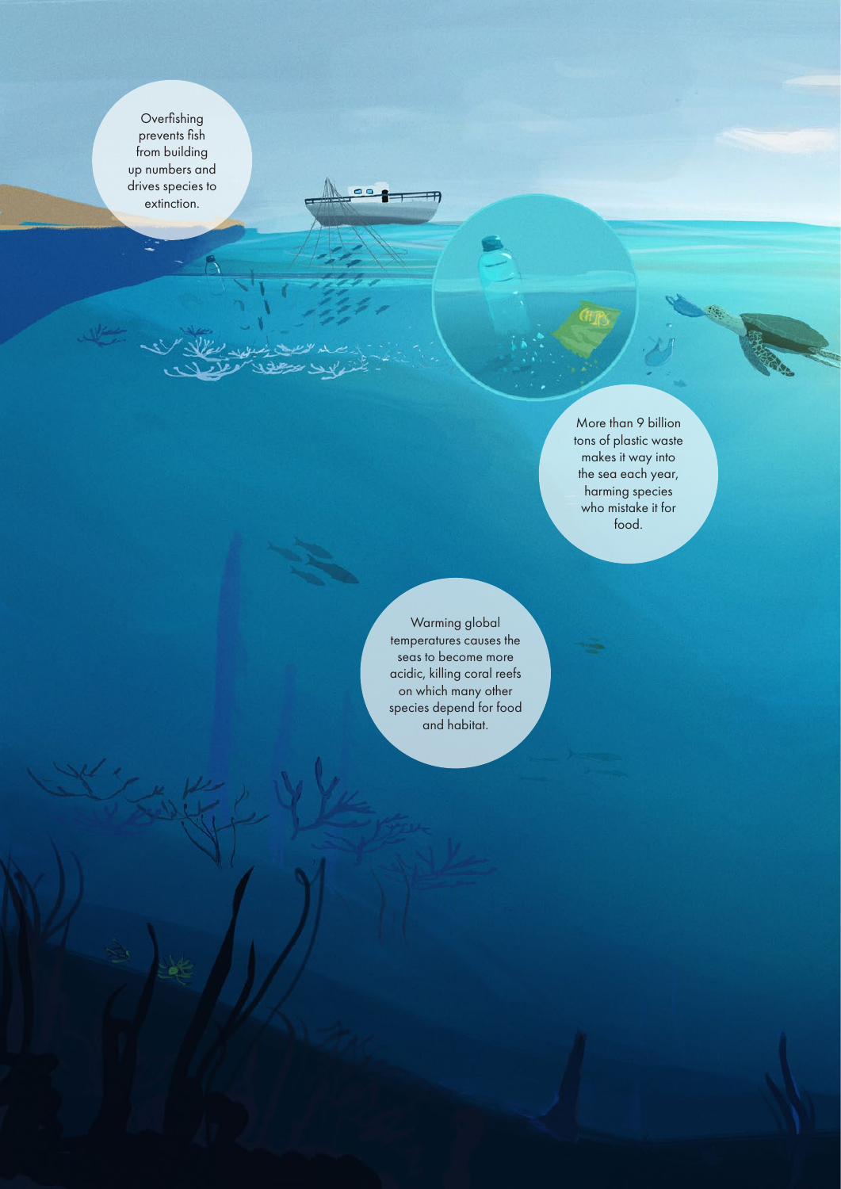Overfishing prevents fish from building up numbers and drives species to extinction.

More than 9 billion tons of plastic waste makes it way into the sea each year, harming species who mistake it for food.

Warming global temperatures causes the seas to become more acidic, killing coral reefs on which many other species depend for food and habitat.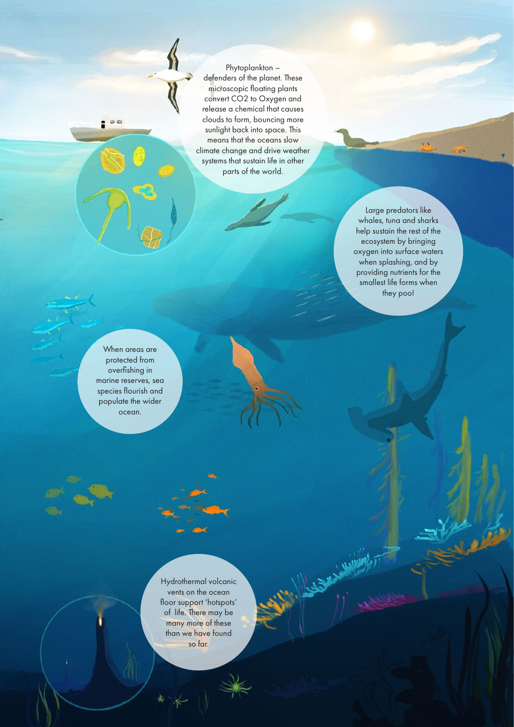Phytoplankton – defenders of the planet. These microscopic floating plants convert $CO_2$ to Oxygen and release a chemical that causes clouds to form, bouncing more sunlight back into space. This means that the oceans slow climate change and drive weather systems that sustain life in other parts of the world.

Large predators like whales, tuna and sharks help sustain the rest of the ecosystem by bringing oxygen into surface waters when splashing, and by providing nutrients for the smallest life forms when they poo!

When areas are protected from overfishing in marine reserves, sea species flourish and populate the wider ocean.

Hydrothermal volcanic vents on the ocean floor support 'hotspots' of life. There may be many more of these than we have found so far.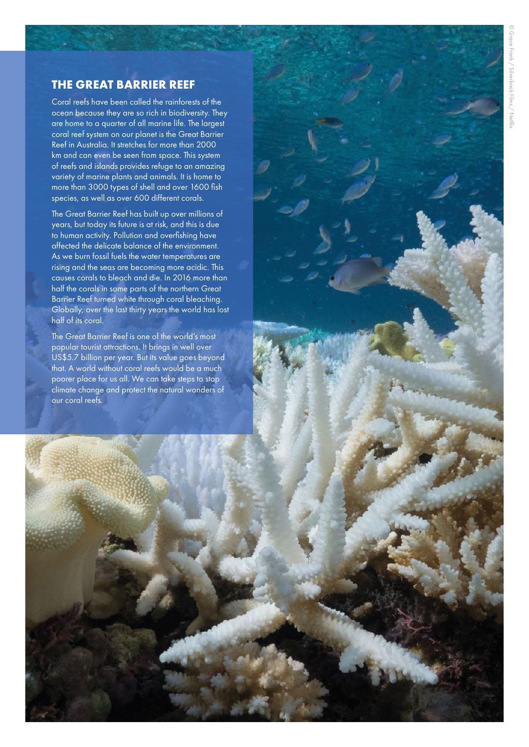## THE GREAT BARRIER REEF

Coral reefs have been called the rainforests of the ocean because they are so rich in biodiversity. They are home to a quarter of all marine life. The largest coral reef system on our planet is the Great Barrier Reef in Australia. It stretches for more than 2000 km and can even be seen from space. This system of reefs and islands provides refuge to an amazing variety of marine plants and animals. It is home to more than 3000 types of shell and over 1600 fish species, as well as over 600 different corals.

The Great Barrier Reef has built up over millions of years, but today its future is at risk, and this is due to human activity. Pollution and overfishing have affected the delicate balance of the environment. As we burn fossil fuels the water temperatures are rising and the seas are becoming more acidic. This causes corals to bleach and die. In 2016 more than half the corals in some parts of the northern Great Barrier Reef turned white through coral bleaching. Globally, over the last thirty years the world has lost half of its coral.

The Great Barrier Reef is one of the world's most popular tourist attractions. It brings in well over US$5.7 billion per year. But its value goes beyond that. A world without coral reefs would be a much poorer place for us all. We can take steps to stop climate change and protect the natural wonders of our coral reefs.

© Grace Frank / Silverback Films / Netflix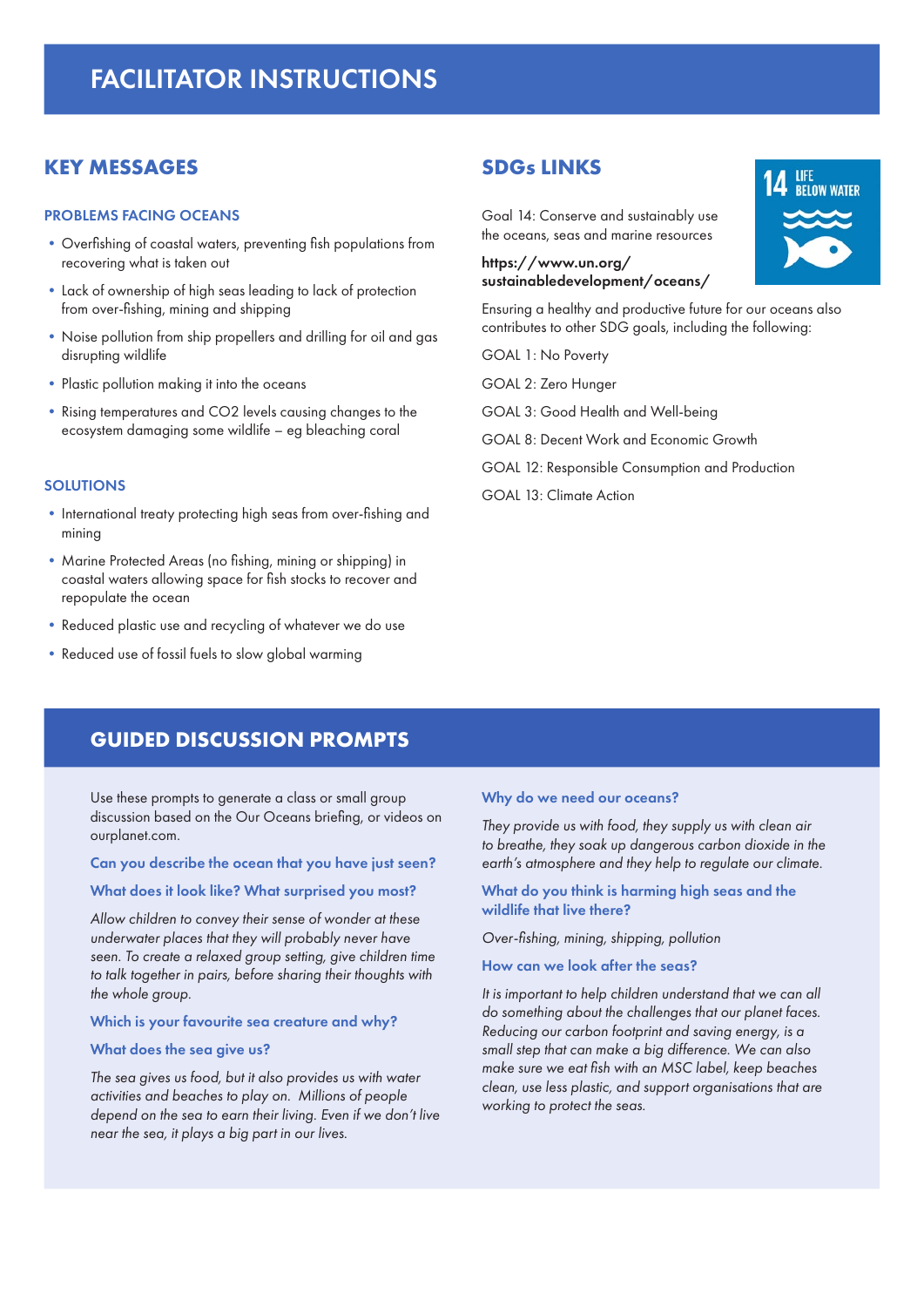# FACILITATOR INSTRUCTIONS

## KEY MESSAGES

### PROBLEMS FACING OCEANS

- Overfishing of coastal waters, preventing fish populations from recovering what is taken out
- Lack of ownership of high seas leading to lack of protection from over-fishing, mining and shipping
- Noise pollution from ship propellers and drilling for oil and gas disrupting wildlife
- Plastic pollution making it into the oceans
- Rising temperatures and $CO_2$ levels causing changes to the ecosystem damaging some wildlife – eg bleaching coral

### SOLUTIONS

- International treaty protecting high seas from over-fishing and mining
- Marine Protected Areas (no fishing, mining or shipping) in coastal waters allowing space for fish stocks to recover and repopulate the ocean
- Reduced plastic use and recycling of whatever we do use
- Reduced use of fossil fuels to slow global warming

## SDGs LINKS

14 LIFE BELOW WATER

Goal 14: Conserve and sustainably use the oceans, seas and marine resources

**https://www.un.org/sustainabledevelopment/oceans/**

Ensuring a healthy and productive future for our oceans also contributes to other SDG goals, including the following:

GOAL 1: No Poverty

GOAL 2: Zero Hunger

GOAL 3: Good Health and Well-being

GOAL 8: Decent Work and Economic Growth

GOAL 12: Responsible Consumption and Production

GOAL 13: Climate Action

## GUIDED DISCUSSION PROMPTS

Use these prompts to generate a class or small group discussion based on the Our Oceans briefing, or videos on ourplanet.com.

**Can you describe the ocean that you have just seen?**

**What does it look like? What surprised you most?**

*Allow children to convey their sense of wonder at these underwater places that they will probably never have seen. To create a relaxed group setting, give children time to talk together in pairs, before sharing their thoughts with the whole group.*

**Which is your favourite sea creature and why?**

**What does the sea give us?**

*The sea gives us food, but it also provides us with water activities and beaches to play on. Millions of people depend on the sea to earn their living. Even if we don't live near the sea, it plays a big part in our lives.*

**Why do we need our oceans?**

*They provide us with food, they supply us with clean air to breathe, they soak up dangerous carbon dioxide in the earth's atmosphere and they help to regulate our climate.*

**What do you think is harming high seas and the wildlife that live there?**

*Over-fishing, mining, shipping, pollution*

**How can we look after the seas?**

*It is important to help children understand that we can all do something about the challenges that our planet faces. Reducing our carbon footprint and saving energy, is a small step that can make a big difference. We can also make sure we eat fish with an MSC label, keep beaches clean, use less plastic, and support organisations that are working to protect the seas.*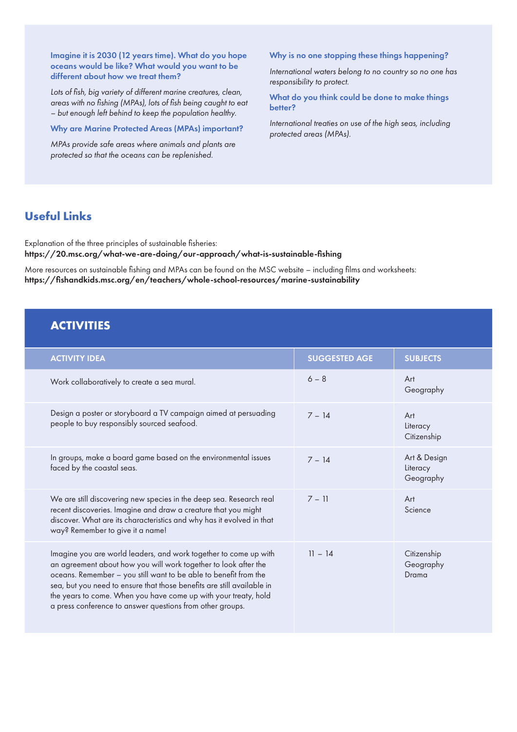**Imagine it is 2030 (12 years time). What do you hope oceans would be like? What would you want to be different about how we treat them?**

*Lots of fish, big variety of different marine creatures, clean, areas with no fishing (MPAs), lots of fish being caught to eat – but enough left behind to keep the population healthy.*

**Why are Marine Protected Areas (MPAs) important?**

*MPAs provide safe areas where animals and plants are protected so that the oceans can be replenished.*

**Why is no one stopping these things happening?**

*International waters belong to no country so no one has responsibility to protect.*

**What do you think could be done to make things better?**

*International treaties on use of the high seas, including protected areas (MPAs).*

## Useful Links

Explanation of the three principles of sustainable fisheries:
**https://20.msc.org/what-we-are-doing/our-approach/what-is-sustainable-fishing**

More resources on sustainable fishing and MPAs can be found on the MSC website – including films and worksheets:
**https://fishandkids.msc.org/en/teachers/whole-school-resources/marine-sustainability**

## ACTIVITIES

| ACTIVITY IDEA | SUGGESTED AGE | SUBJECTS |
|---|---|---|
| Work collaboratively to create a sea mural. | 6 – 8 | Art<br>Geography |
| Design a poster or storyboard a TV campaign aimed at persuading people to buy responsibly sourced seafood. | 7 – 14 | Art<br>Literacy<br>Citizenship |
| In groups, make a board game based on the environmental issues faced by the coastal seas. | 7 – 14 | Art & Design<br>Literacy<br>Geography |
| We are still discovering new species in the deep sea. Research real recent discoveries. Imagine and draw a creature that you might discover. What are its characteristics and why has it evolved in that way? Remember to give it a name! | 7 – 11 | Art<br>Science |
| Imagine you are world leaders, and work together to come up with an agreement about how you will work together to look after the oceans. Remember – you still want to be able to benefit from the sea, but you need to ensure that those benefits are still available in the years to come. When you have come up with your treaty, hold a press conference to answer questions from other groups. | 11 – 14 | Citizenship<br>Geography<br>Drama |